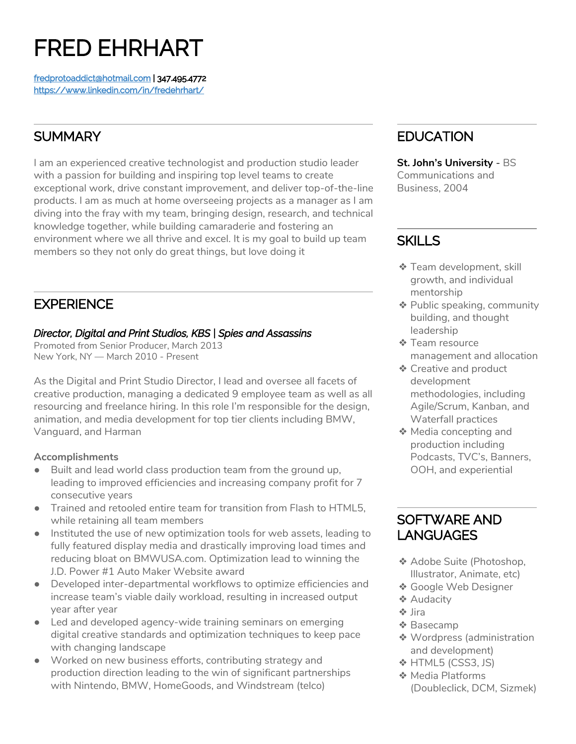# FRED EHRHART

fredprotoaddict@hotmail.com | 347.495.4772
https://www.linkedin.com/in/fredehrhart/

## SUMMARY

I am an experienced creative technologist and production studio leader with a passion for building and inspiring top level teams to create exceptional work, drive constant improvement, and deliver top-of-the-line products. I am as much at home overseeing projects as a manager as I am diving into the fray with my team, bringing design, research, and technical knowledge together, while building camaraderie and fostering an environment where we all thrive and excel. It is my goal to build up team members so they not only do great things, but love doing it

## EXPERIENCE

### *Director, Digital and Print Studios, KBS | Spies and Assassins*

Promoted from Senior Producer, March 2013
New York, NY — March 2010 - Present

As the Digital and Print Studio Director, I lead and oversee all facets of creative production, managing a dedicated 9 employee team as well as all resourcing and freelance hiring. In this role I'm responsible for the design, animation, and media development for top tier clients including BMW, Vanguard, and Harman

**Accomplishments**

- Built and lead world class production team from the ground up, leading to improved efficiencies and increasing company profit for 7 consecutive years
- Trained and retooled entire team for transition from Flash to HTML5, while retaining all team members
- Instituted the use of new optimization tools for web assets, leading to fully featured display media and drastically improving load times and reducing bloat on BMWUSA.com. Optimization lead to winning the J.D. Power #1 Auto Maker Website award
- Developed inter-departmental workflows to optimize efficiencies and increase team's viable daily workload, resulting in increased output year after year
- Led and developed agency-wide training seminars on emerging digital creative standards and optimization techniques to keep pace with changing landscape
- Worked on new business efforts, contributing strategy and production direction leading to the win of significant partnerships with Nintendo, BMW, HomeGoods, and Windstream (telco)

## EDUCATION

**St. John's University** - BS Communications and Business, 2004

## SKILLS

- Team development, skill growth, and individual mentorship
- Public speaking, community building, and thought leadership
- Team resource management and allocation
- Creative and product development methodologies, including Agile/Scrum, Kanban, and Waterfall practices
- Media concepting and production including Podcasts, TVC's, Banners, OOH, and experiential

## SOFTWARE AND LANGUAGES

- Adobe Suite (Photoshop, Illustrator, Animate, etc)
- Google Web Designer
- Audacity
- Jira
- Basecamp
- Wordpress (administration and development)
- HTML5 (CSS3, JS)
- Media Platforms (Doubleclick, DCM, Sizmek)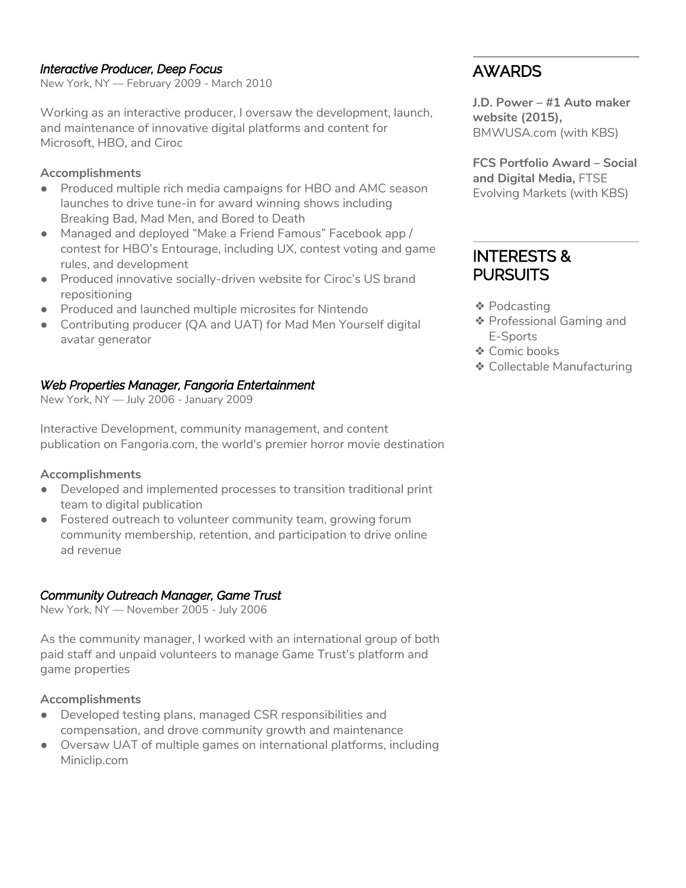### *Interactive Producer, Deep Focus*

New York, NY — February 2009 - March 2010

Working as an interactive producer, I oversaw the development, launch, and maintenance of innovative digital platforms and content for Microsoft, HBO, and Ciroc

**Accomplishments**

- Produced multiple rich media campaigns for HBO and AMC season launches to drive tune-in for award winning shows including Breaking Bad, Mad Men, and Bored to Death
- Managed and deployed "Make a Friend Famous" Facebook app / contest for HBO's Entourage, including UX, contest voting and game rules, and development
- Produced innovative socially-driven website for Ciroc's US brand repositioning
- Produced and launched multiple microsites for Nintendo
- Contributing producer (QA and UAT) for Mad Men Yourself digital avatar generator

### *Web Properties Manager, Fangoria Entertainment*

New York, NY — July 2006 - January 2009

Interactive Development, community management, and content publication on Fangoria.com, the world's premier horror movie destination

**Accomplishments**

- Developed and implemented processes to transition traditional print team to digital publication
- Fostered outreach to volunteer community team, growing forum community membership, retention, and participation to drive online ad revenue

### *Community Outreach Manager, Game Trust*

New York, NY — November 2005 - July 2006

As the community manager, I worked with an international group of both paid staff and unpaid volunteers to manage Game Trust's platform and game properties

**Accomplishments**

- Developed testing plans, managed CSR responsibilities and compensation, and drove community growth and maintenance
- Oversaw UAT of multiple games on international platforms, including Miniclip.com

## AWARDS

**J.D. Power – #1 Auto maker website (2015),** BMWUSA.com (with KBS)

**FCS Portfolio Award – Social and Digital Media,** FTSE Evolving Markets (with KBS)

## INTERESTS & PURSUITS

- ❖ Podcasting
- ❖ Professional Gaming and E-Sports
- ❖ Comic books
- ❖ Collectable Manufacturing